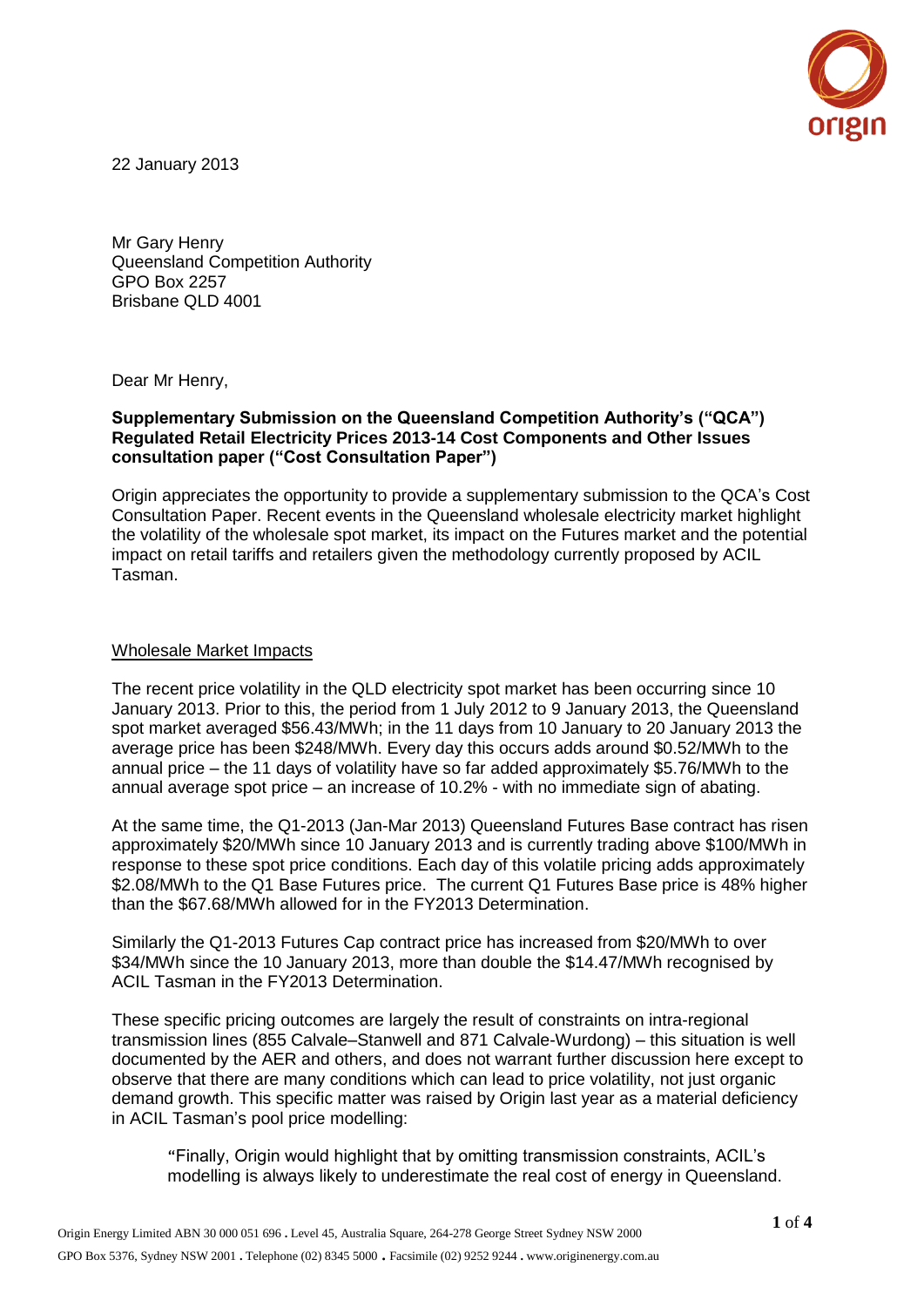22 January 2013

Mr Gary Henry
Queensland Competition Authority
GPO Box 2257
Brisbane QLD 4001

Dear Mr Henry,

**Supplementary Submission on the Queensland Competition Authority's ("QCA") Regulated Retail Electricity Prices 2013-14 Cost Components and Other Issues consultation paper ("Cost Consultation Paper")**

Origin appreciates the opportunity to provide a supplementary submission to the QCA's Cost Consultation Paper. Recent events in the Queensland wholesale electricity market highlight the volatility of the wholesale spot market, its impact on the Futures market and the potential impact on retail tariffs and retailers given the methodology currently proposed by ACIL Tasman.

<u>Wholesale Market Impacts</u>

The recent price volatility in the QLD electricity spot market has been occurring since 10 January 2013. Prior to this, the period from 1 July 2012 to 9 January 2013, the Queensland spot market averaged \$56.43/MWh; in the 11 days from 10 January to 20 January 2013 the average price has been \$248/MWh. Every day this occurs adds around \$0.52/MWh to the annual price – the 11 days of volatility have so far added approximately \$5.76/MWh to the annual average spot price – an increase of 10.2% - with no immediate sign of abating.

At the same time, the Q1-2013 (Jan-Mar 2013) Queensland Futures Base contract has risen approximately \$20/MWh since 10 January 2013 and is currently trading above \$100/MWh in response to these spot price conditions. Each day of this volatile pricing adds approximately \$2.08/MWh to the Q1 Base Futures price. The current Q1 Futures Base price is 48% higher than the \$67.68/MWh allowed for in the FY2013 Determination.

Similarly the Q1-2013 Futures Cap contract price has increased from \$20/MWh to over \$34/MWh since the 10 January 2013, more than double the \$14.47/MWh recognised by ACIL Tasman in the FY2013 Determination.

These specific pricing outcomes are largely the result of constraints on intra-regional transmission lines (855 Calvale–Stanwell and 871 Calvale-Wurdong) – this situation is well documented by the AER and others, and does not warrant further discussion here except to observe that there are many conditions which can lead to price volatility, not just organic demand growth. This specific matter was raised by Origin last year as a material deficiency in ACIL Tasman's pool price modelling:

> "Finally, Origin would highlight that by omitting transmission constraints, ACIL's modelling is always likely to underestimate the real cost of energy in Queensland.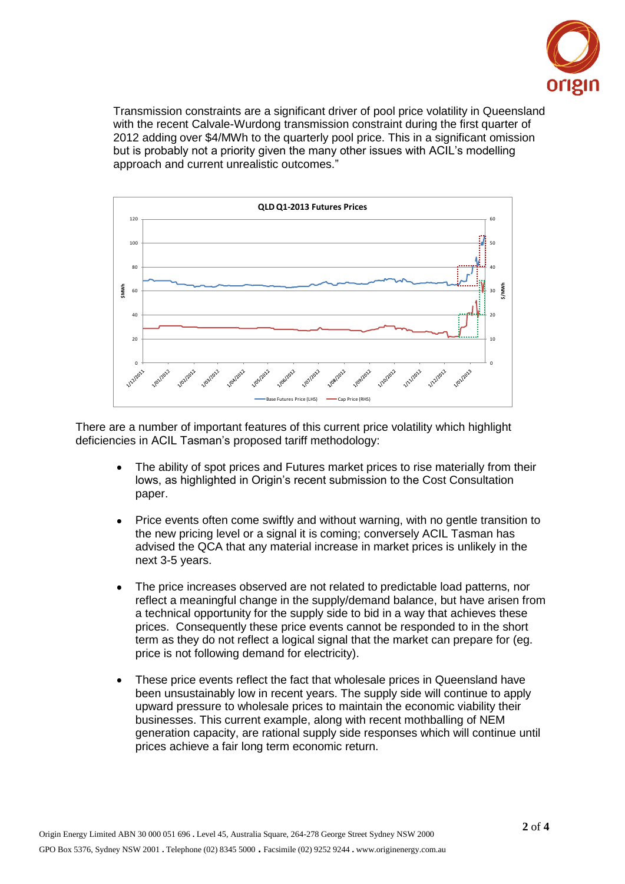Transmission constraints are a significant driver of pool price volatility in Queensland with the recent Calvale-Wurdong transmission constraint during the first quarter of 2012 adding over $4/MWh to the quarterly pool price. This in a significant omission but is probably not a priority given the many other issues with ACIL's modelling approach and current unrealistic outcomes."

There are a number of important features of this current price volatility which highlight deficiencies in ACIL Tasman's proposed tariff methodology:

- The ability of spot prices and Futures market prices to rise materially from their lows, as highlighted in Origin's recent submission to the Cost Consultation paper.
- Price events often come swiftly and without warning, with no gentle transition to the new pricing level or a signal it is coming; conversely ACIL Tasman has advised the QCA that any material increase in market prices is unlikely in the next 3-5 years.
- The price increases observed are not related to predictable load patterns, nor reflect a meaningful change in the supply/demand balance, but have arisen from a technical opportunity for the supply side to bid in a way that achieves these prices. Consequently these price events cannot be responded to in the short term as they do not reflect a logical signal that the market can prepare for (eg. price is not following demand for electricity).
- These price events reflect the fact that wholesale prices in Queensland have been unsustainably low in recent years. The supply side will continue to apply upward pressure to wholesale prices to maintain the economic viability their businesses. This current example, along with recent mothballing of NEM generation capacity, are rational supply side responses which will continue until prices achieve a fair long term economic return.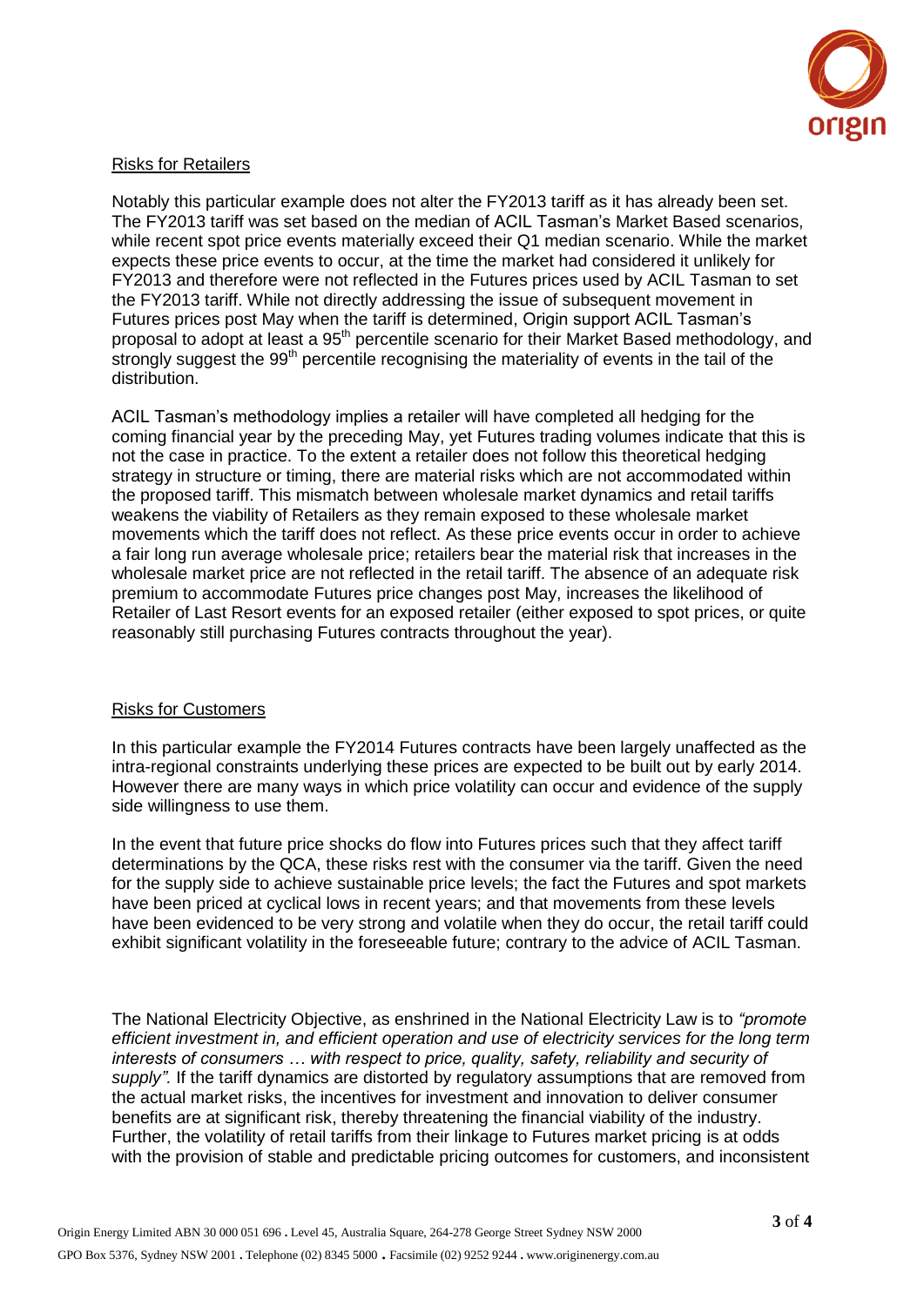Risks for Retailers

Notably this particular example does not alter the FY2013 tariff as it has already been set. The FY2013 tariff was set based on the median of ACIL Tasman's Market Based scenarios, while recent spot price events materially exceed their Q1 median scenario. While the market expects these price events to occur, at the time the market had considered it unlikely for FY2013 and therefore were not reflected in the Futures prices used by ACIL Tasman to set the FY2013 tariff. While not directly addressing the issue of subsequent movement in Futures prices post May when the tariff is determined, Origin support ACIL Tasman's proposal to adopt at least a 95[th] percentile scenario for their Market Based methodology, and strongly suggest the 99[th] percentile recognising the materiality of events in the tail of the distribution.

ACIL Tasman's methodology implies a retailer will have completed all hedging for the coming financial year by the preceding May, yet Futures trading volumes indicate that this is not the case in practice. To the extent a retailer does not follow this theoretical hedging strategy in structure or timing, there are material risks which are not accommodated within the proposed tariff. This mismatch between wholesale market dynamics and retail tariffs weakens the viability of Retailers as they remain exposed to these wholesale market movements which the tariff does not reflect. As these price events occur in order to achieve a fair long run average wholesale price; retailers bear the material risk that increases in the wholesale market price are not reflected in the retail tariff. The absence of an adequate risk premium to accommodate Futures price changes post May, increases the likelihood of Retailer of Last Resort events for an exposed retailer (either exposed to spot prices, or quite reasonably still purchasing Futures contracts throughout the year).

Risks for Customers

In this particular example the FY2014 Futures contracts have been largely unaffected as the intra-regional constraints underlying these prices are expected to be built out by early 2014. However there are many ways in which price volatility can occur and evidence of the supply side willingness to use them.

In the event that future price shocks do flow into Futures prices such that they affect tariff determinations by the QCA, these risks rest with the consumer via the tariff. Given the need for the supply side to achieve sustainable price levels; the fact the Futures and spot markets have been priced at cyclical lows in recent years; and that movements from these levels have been evidenced to be very strong and volatile when they do occur, the retail tariff could exhibit significant volatility in the foreseeable future; contrary to the advice of ACIL Tasman.

The National Electricity Objective, as enshrined in the National Electricity Law is to *"promote efficient investment in, and efficient operation and use of electricity services for the long term interests of consumers … with respect to price, quality, safety, reliability and security of supply".* If the tariff dynamics are distorted by regulatory assumptions that are removed from the actual market risks, the incentives for investment and innovation to deliver consumer benefits are at significant risk, thereby threatening the financial viability of the industry. Further, the volatility of retail tariffs from their linkage to Futures market pricing is at odds with the provision of stable and predictable pricing outcomes for customers, and inconsistent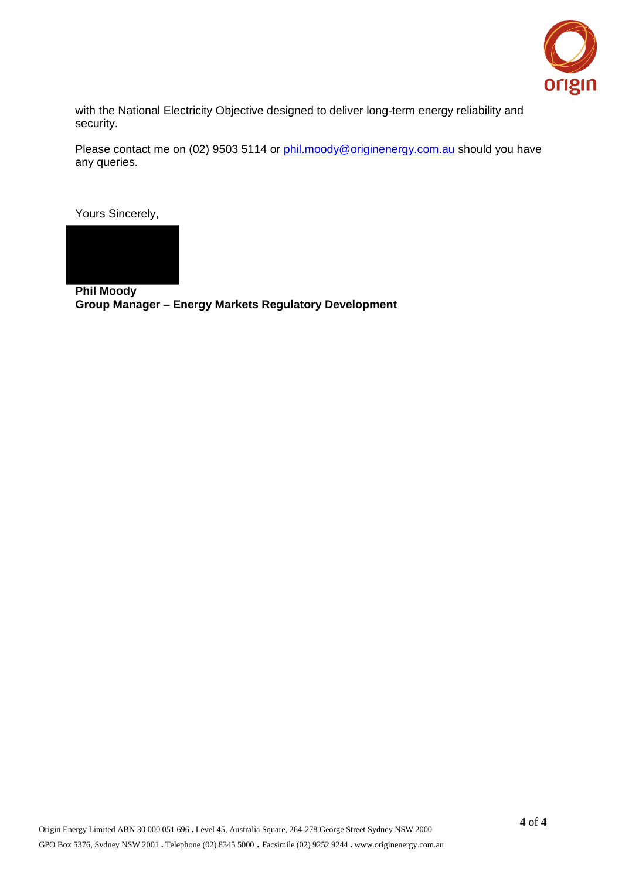with the National Electricity Objective designed to deliver long-term energy reliability and security.

Please contact me on (02) 9503 5114 or phil.moody@originenergy.com.au should you have any queries.

Yours Sincerely,

**Phil Moody**
**Group Manager – Energy Markets Regulatory Development**

Origin Energy Limited ABN 30 000 051 696 . Level 45, Australia Square, 264-278 George Street Sydney NSW 2000
GPO Box 5376, Sydney NSW 2001 . Telephone (02) 8345 5000 . Facsimile (02) 9252 9244 . www.originenergy.com.au